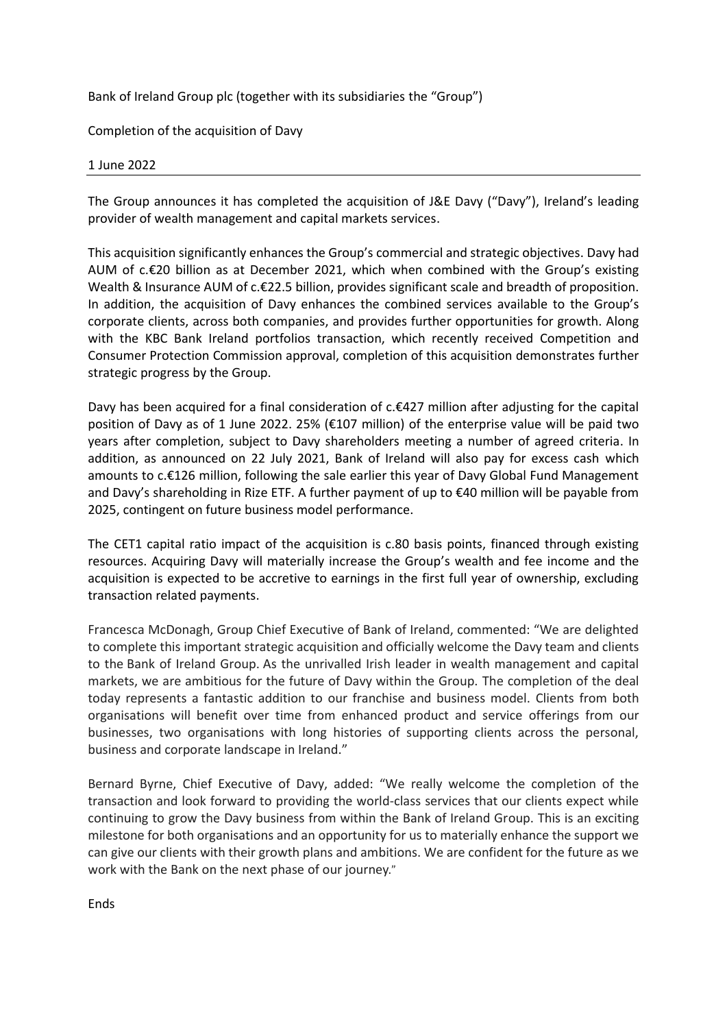Bank of Ireland Group plc (together with its subsidiaries the "Group")

Completion of the acquisition of Davy

1 June 2022

---

The Group announces it has completed the acquisition of J&E Davy ("Davy"), Ireland's leading provider of wealth management and capital markets services.

This acquisition significantly enhances the Group's commercial and strategic objectives. Davy had AUM of c.€20 billion as at December 2021, which when combined with the Group's existing Wealth & Insurance AUM of c.€22.5 billion, provides significant scale and breadth of proposition. In addition, the acquisition of Davy enhances the combined services available to the Group's corporate clients, across both companies, and provides further opportunities for growth. Along with the KBC Bank Ireland portfolios transaction, which recently received Competition and Consumer Protection Commission approval, completion of this acquisition demonstrates further strategic progress by the Group.

Davy has been acquired for a final consideration of c.€427 million after adjusting for the capital position of Davy as of 1 June 2022. 25% (€107 million) of the enterprise value will be paid two years after completion, subject to Davy shareholders meeting a number of agreed criteria. In addition, as announced on 22 July 2021, Bank of Ireland will also pay for excess cash which amounts to c.€126 million, following the sale earlier this year of Davy Global Fund Management and Davy's shareholding in Rize ETF. A further payment of up to €40 million will be payable from 2025, contingent on future business model performance.

The CET1 capital ratio impact of the acquisition is c.80 basis points, financed through existing resources. Acquiring Davy will materially increase the Group's wealth and fee income and the acquisition is expected to be accretive to earnings in the first full year of ownership, excluding transaction related payments.

Francesca McDonagh, Group Chief Executive of Bank of Ireland, commented: "We are delighted to complete this important strategic acquisition and officially welcome the Davy team and clients to the Bank of Ireland Group. As the unrivalled Irish leader in wealth management and capital markets, we are ambitious for the future of Davy within the Group. The completion of the deal today represents a fantastic addition to our franchise and business model. Clients from both organisations will benefit over time from enhanced product and service offerings from our businesses, two organisations with long histories of supporting clients across the personal, business and corporate landscape in Ireland."

Bernard Byrne, Chief Executive of Davy, added: "We really welcome the completion of the transaction and look forward to providing the world-class services that our clients expect while continuing to grow the Davy business from within the Bank of Ireland Group. This is an exciting milestone for both organisations and an opportunity for us to materially enhance the support we can give our clients with their growth plans and ambitions. We are confident for the future as we work with the Bank on the next phase of our journey."

Ends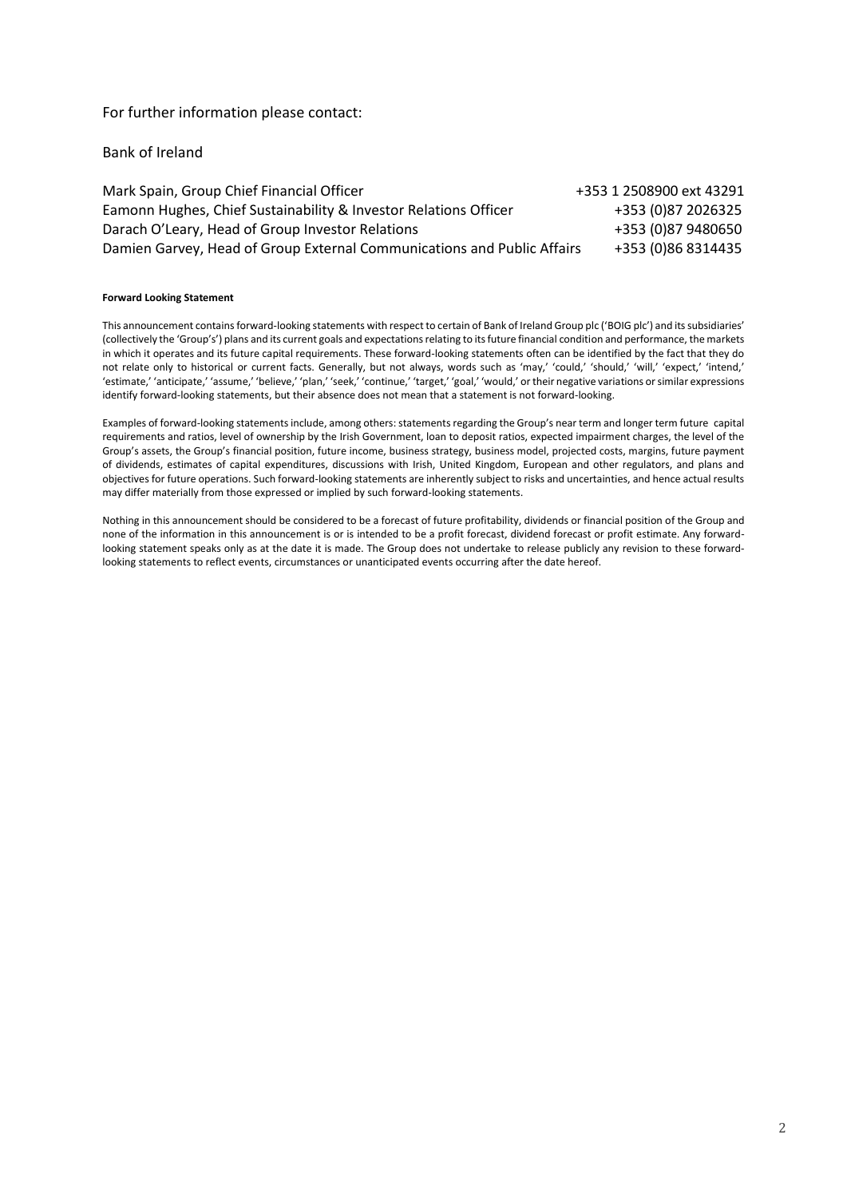For further information please contact:

Bank of Ireland

| | |
|---|---|
| Mark Spain, Group Chief Financial Officer | +353 1 2508900 ext 43291 |
| Eamonn Hughes, Chief Sustainability & Investor Relations Officer | +353 (0)87 2026325 |
| Darach O'Leary, Head of Group Investor Relations | +353 (0)87 9480650 |
| Damien Garvey, Head of Group External Communications and Public Affairs | +353 (0)86 8314435 |

**Forward Looking Statement**

This announcement contains forward-looking statements with respect to certain of Bank of Ireland Group plc ('BOIG plc') and its subsidiaries' (collectively the 'Group's') plans and its current goals and expectations relating to its future financial condition and performance, the markets in which it operates and its future capital requirements. These forward-looking statements often can be identified by the fact that they do not relate only to historical or current facts. Generally, but not always, words such as 'may,' 'could,' 'should,' 'will,' 'expect,' 'intend,' 'estimate,' 'anticipate,' 'assume,' 'believe,' 'plan,' 'seek,' 'continue,' 'target,' 'goal,' 'would,' or their negative variations or similar expressions identify forward-looking statements, but their absence does not mean that a statement is not forward-looking.

Examples of forward-looking statements include, among others: statements regarding the Group's near term and longer term future capital requirements and ratios, level of ownership by the Irish Government, loan to deposit ratios, expected impairment charges, the level of the Group's assets, the Group's financial position, future income, business strategy, business model, projected costs, margins, future payment of dividends, estimates of capital expenditures, discussions with Irish, United Kingdom, European and other regulators, and plans and objectives for future operations. Such forward-looking statements are inherently subject to risks and uncertainties, and hence actual results may differ materially from those expressed or implied by such forward-looking statements.

Nothing in this announcement should be considered to be a forecast of future profitability, dividends or financial position of the Group and none of the information in this announcement is or is intended to be a profit forecast, dividend forecast or profit estimate. Any forward-looking statement speaks only as at the date it is made. The Group does not undertake to release publicly any revision to these forward-looking statements to reflect events, circumstances or unanticipated events occurring after the date hereof.